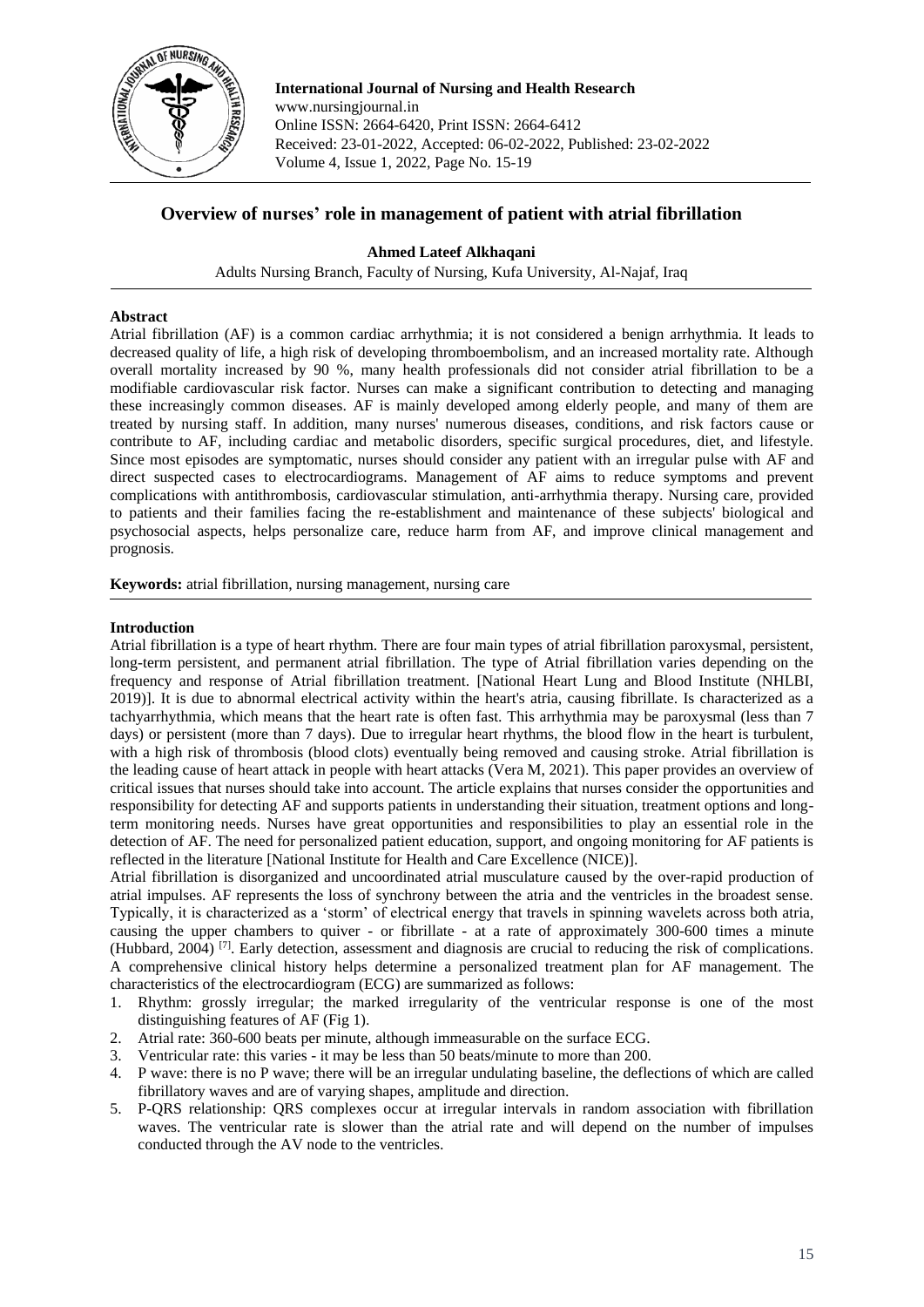**International Journal of Nursing and Health Research**
www.nursingjournal.in
Online ISSN: 2664-6420, Print ISSN: 2664-6412
Received: 23-01-2022, Accepted: 06-02-2022, Published: 23-02-2022
Volume 4, Issue 1, 2022, Page No. 15-19

# Overview of nurses' role in management of patient with atrial fibrillation

**Ahmed Lateef Alkhaqani**

Adults Nursing Branch, Faculty of Nursing, Kufa University, Al-Najaf, Iraq

## Abstract

Atrial fibrillation (AF) is a common cardiac arrhythmia; it is not considered a benign arrhythmia. It leads to decreased quality of life, a high risk of developing thromboembolism, and an increased mortality rate. Although overall mortality increased by 90 %, many health professionals did not consider atrial fibrillation to be a modifiable cardiovascular risk factor. Nurses can make a significant contribution to detecting and managing these increasingly common diseases. AF is mainly developed among elderly people, and many of them are treated by nursing staff. In addition, many nurses' numerous diseases, conditions, and risk factors cause or contribute to AF, including cardiac and metabolic disorders, specific surgical procedures, diet, and lifestyle. Since most episodes are symptomatic, nurses should consider any patient with an irregular pulse with AF and direct suspected cases to electrocardiograms. Management of AF aims to reduce symptoms and prevent complications with antithrombosis, cardiovascular stimulation, anti-arrhythmia therapy. Nursing care, provided to patients and their families facing the re-establishment and maintenance of these subjects' biological and psychosocial aspects, helps personalize care, reduce harm from AF, and improve clinical management and prognosis.

**Keywords:** atrial fibrillation, nursing management, nursing care

## Introduction

Atrial fibrillation is a type of heart rhythm. There are four main types of atrial fibrillation paroxysmal, persistent, long-term persistent, and permanent atrial fibrillation. The type of Atrial fibrillation varies depending on the frequency and response of Atrial fibrillation treatment. [National Heart Lung and Blood Institute (NHLBI, 2019)]. It is due to abnormal electrical activity within the heart's atria, causing fibrillate. Is characterized as a tachyarrhythmia, which means that the heart rate is often fast. This arrhythmia may be paroxysmal (less than 7 days) or persistent (more than 7 days). Due to irregular heart rhythms, the blood flow in the heart is turbulent, with a high risk of thrombosis (blood clots) eventually being removed and causing stroke. Atrial fibrillation is the leading cause of heart attack in people with heart attacks (Vera M, 2021). This paper provides an overview of critical issues that nurses should take into account. The article explains that nurses consider the opportunities and responsibility for detecting AF and supports patients in understanding their situation, treatment options and long-term monitoring needs. Nurses have great opportunities and responsibilities to play an essential role in the detection of AF. The need for personalized patient education, support, and ongoing monitoring for AF patients is reflected in the literature [National Institute for Health and Care Excellence (NICE)].

Atrial fibrillation is disorganized and uncoordinated atrial musculature caused by the over-rapid production of atrial impulses. AF represents the loss of synchrony between the atria and the ventricles in the broadest sense. Typically, it is characterized as a 'storm' of electrical energy that travels in spinning wavelets across both atria, causing the upper chambers to quiver - or fibrillate - at a rate of approximately 300-600 times a minute (Hubbard, 2004) [7]. Early detection, assessment and diagnosis are crucial to reducing the risk of complications. A comprehensive clinical history helps determine a personalized treatment plan for AF management. The characteristics of the electrocardiogram (ECG) are summarized as follows:

1. Rhythm: grossly irregular; the marked irregularity of the ventricular response is one of the most distinguishing features of AF (Fig 1).
2. Atrial rate: 360-600 beats per minute, although immeasurable on the surface ECG.
3. Ventricular rate: this varies - it may be less than 50 beats/minute to more than 200.
4. P wave: there is no P wave; there will be an irregular undulating baseline, the deflections of which are called fibrillatory waves and are of varying shapes, amplitude and direction.
5. P-QRS relationship: QRS complexes occur at irregular intervals in random association with fibrillation waves. The ventricular rate is slower than the atrial rate and will depend on the number of impulses conducted through the AV node to the ventricles.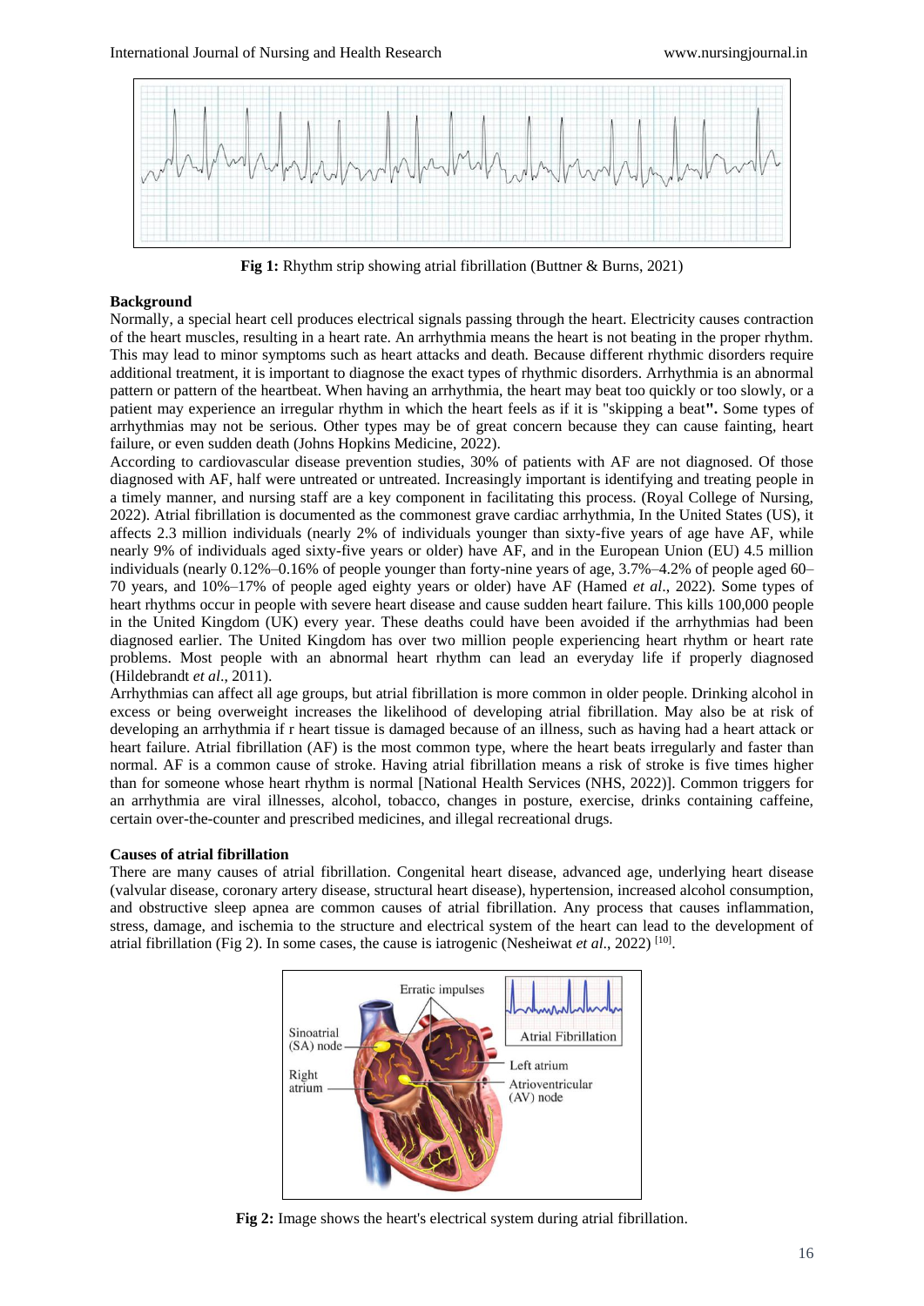Fig 1: Rhythm strip showing atrial fibrillation (Buttner & Burns, 2021)

**Background**

Normally, a special heart cell produces electrical signals passing through the heart. Electricity causes contraction of the heart muscles, resulting in a heart rate. An arrhythmia means the heart is not beating in the proper rhythm. This may lead to minor symptoms such as heart attacks and death. Because different rhythmic disorders require additional treatment, it is important to diagnose the exact types of rhythmic disorders. Arrhythmia is an abnormal pattern or pattern of the heartbeat. When having an arrhythmia, the heart may beat too quickly or too slowly, or a patient may experience an irregular rhythm in which the heart feels as if it is "skipping a beat**".** Some types of arrhythmias may not be serious. Other types may be of great concern because they can cause fainting, heart failure, or even sudden death (Johns Hopkins Medicine, 2022).

According to cardiovascular disease prevention studies, 30% of patients with AF are not diagnosed. Of those diagnosed with AF, half were untreated or untreated. Increasingly important is identifying and treating people in a timely manner, and nursing staff are a key component in facilitating this process. (Royal College of Nursing, 2022). Atrial fibrillation is documented as the commonest grave cardiac arrhythmia, In the United States (US), it affects 2.3 million individuals (nearly 2% of individuals younger than sixty-five years of age have AF, while nearly 9% of individuals aged sixty-five years or older) have AF, and in the European Union (EU) 4.5 million individuals (nearly 0.12%–0.16% of people younger than forty-nine years of age, 3.7%–4.2% of people aged 60–70 years, and 10%–17% of people aged eighty years or older) have AF (Hamed *et al*., 2022). Some types of heart rhythms occur in people with severe heart disease and cause sudden heart failure. This kills 100,000 people in the United Kingdom (UK) every year. These deaths could have been avoided if the arrhythmias had been diagnosed earlier. The United Kingdom has over two million people experiencing heart rhythm or heart rate problems. Most people with an abnormal heart rhythm can lead an everyday life if properly diagnosed (Hildebrandt *et al*., 2011).

Arrhythmias can affect all age groups, but atrial fibrillation is more common in older people. Drinking alcohol in excess or being overweight increases the likelihood of developing atrial fibrillation. May also be at risk of developing an arrhythmia if r heart tissue is damaged because of an illness, such as having had a heart attack or heart failure. Atrial fibrillation (AF) is the most common type, where the heart beats irregularly and faster than normal. AF is a common cause of stroke. Having atrial fibrillation means a risk of stroke is five times higher than for someone whose heart rhythm is normal [National Health Services (NHS, 2022)]. Common triggers for an arrhythmia are viral illnesses, alcohol, tobacco, changes in posture, exercise, drinks containing caffeine, certain over-the-counter and prescribed medicines, and illegal recreational drugs.

**Causes of atrial fibrillation**

There are many causes of atrial fibrillation. Congenital heart disease, advanced age, underlying heart disease (valvular disease, coronary artery disease, structural heart disease), hypertension, increased alcohol consumption, and obstructive sleep apnea are common causes of atrial fibrillation. Any process that causes inflammation, stress, damage, and ischemia to the structure and electrical system of the heart can lead to the development of atrial fibrillation (Fig 2). In some cases, the cause is iatrogenic (Nesheiwat *et al*., 2022) [10].

Fig 2: Image shows the heart's electrical system during atrial fibrillation.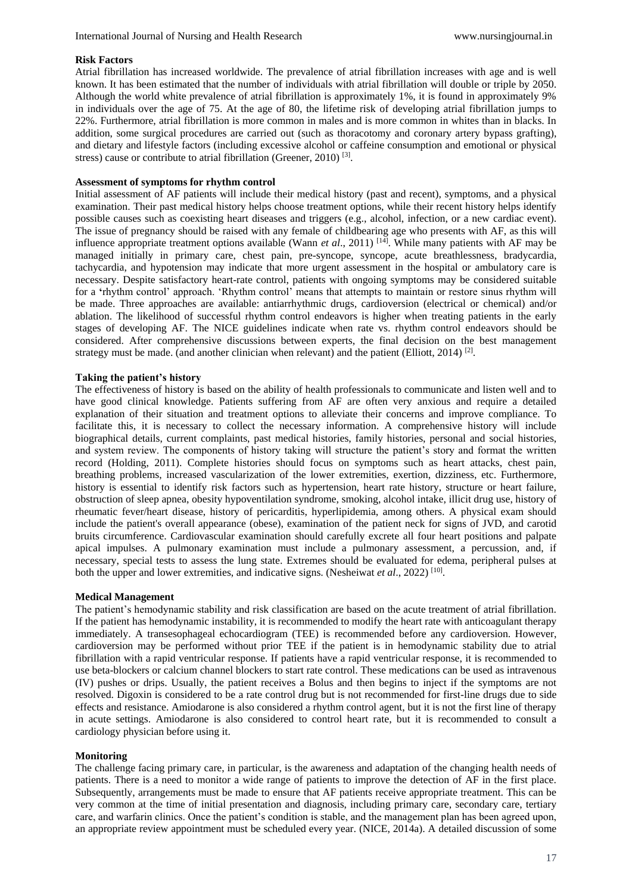**Risk Factors**

Atrial fibrillation has increased worldwide. The prevalence of atrial fibrillation increases with age and is well known. It has been estimated that the number of individuals with atrial fibrillation will double or triple by 2050. Although the world white prevalence of atrial fibrillation is approximately 1%, it is found in approximately 9% in individuals over the age of 75. At the age of 80, the lifetime risk of developing atrial fibrillation jumps to 22%. Furthermore, atrial fibrillation is more common in males and is more common in whites than in blacks. In addition, some surgical procedures are carried out (such as thoracotomy and coronary artery bypass grafting), and dietary and lifestyle factors (including excessive alcohol or caffeine consumption and emotional or physical stress) cause or contribute to atrial fibrillation (Greener, 2010) [3].

**Assessment of symptoms for rhythm control**

Initial assessment of AF patients will include their medical history (past and recent), symptoms, and a physical examination. Their past medical history helps choose treatment options, while their recent history helps identify possible causes such as coexisting heart diseases and triggers (e.g., alcohol, infection, or a new cardiac event). The issue of pregnancy should be raised with any female of childbearing age who presents with AF, as this will influence appropriate treatment options available (Wann *et al*., 2011) [14]. While many patients with AF may be managed initially in primary care, chest pain, pre-syncope, syncope, acute breathlessness, bradycardia, tachycardia, and hypotension may indicate that more urgent assessment in the hospital or ambulatory care is necessary. Despite satisfactory heart-rate control, patients with ongoing symptoms may be considered suitable for a 'rhythm control' approach. 'Rhythm control' means that attempts to maintain or restore sinus rhythm will be made. Three approaches are available: antiarrhythmic drugs, cardioversion (electrical or chemical) and/or ablation. The likelihood of successful rhythm control endeavors is higher when treating patients in the early stages of developing AF. The NICE guidelines indicate when rate vs. rhythm control endeavors should be considered. After comprehensive discussions between experts, the final decision on the best management strategy must be made. (and another clinician when relevant) and the patient (Elliott, 2014) [2].

**Taking the patient's history**

The effectiveness of history is based on the ability of health professionals to communicate and listen well and to have good clinical knowledge. Patients suffering from AF are often very anxious and require a detailed explanation of their situation and treatment options to alleviate their concerns and improve compliance. To facilitate this, it is necessary to collect the necessary information. A comprehensive history will include biographical details, current complaints, past medical histories, family histories, personal and social histories, and system review. The components of history taking will structure the patient's story and format the written record (Holding, 2011). Complete histories should focus on symptoms such as heart attacks, chest pain, breathing problems, increased vascularization of the lower extremities, exertion, dizziness, etc. Furthermore, history is essential to identify risk factors such as hypertension, heart rate history, structure or heart failure, obstruction of sleep apnea, obesity hypoventilation syndrome, smoking, alcohol intake, illicit drug use, history of rheumatic fever/heart disease, history of pericarditis, hyperlipidemia, among others. A physical exam should include the patient's overall appearance (obese), examination of the patient neck for signs of JVD, and carotid bruits circumference. Cardiovascular examination should carefully excrete all four heart positions and palpate apical impulses. A pulmonary examination must include a pulmonary assessment, a percussion, and, if necessary, special tests to assess the lung state. Extremes should be evaluated for edema, peripheral pulses at both the upper and lower extremities, and indicative signs. (Nesheiwat *et al*., 2022) [10].

**Medical Management**

The patient's hemodynamic stability and risk classification are based on the acute treatment of atrial fibrillation. If the patient has hemodynamic instability, it is recommended to modify the heart rate with anticoagulant therapy immediately. A transesophageal echocardiogram (TEE) is recommended before any cardioversion. However, cardioversion may be performed without prior TEE if the patient is in hemodynamic stability due to atrial fibrillation with a rapid ventricular response. If patients have a rapid ventricular response, it is recommended to use beta-blockers or calcium channel blockers to start rate control. These medications can be used as intravenous (IV) pushes or drips. Usually, the patient receives a Bolus and then begins to inject if the symptoms are not resolved. Digoxin is considered to be a rate control drug but is not recommended for first-line drugs due to side effects and resistance. Amiodarone is also considered a rhythm control agent, but it is not the first line of therapy in acute settings. Amiodarone is also considered to control heart rate, but it is recommended to consult a cardiology physician before using it.

**Monitoring**

The challenge facing primary care, in particular, is the awareness and adaptation of the changing health needs of patients. There is a need to monitor a wide range of patients to improve the detection of AF in the first place. Subsequently, arrangements must be made to ensure that AF patients receive appropriate treatment. This can be very common at the time of initial presentation and diagnosis, including primary care, secondary care, tertiary care, and warfarin clinics. Once the patient's condition is stable, and the management plan has been agreed upon, an appropriate review appointment must be scheduled every year. (NICE, 2014a). A detailed discussion of some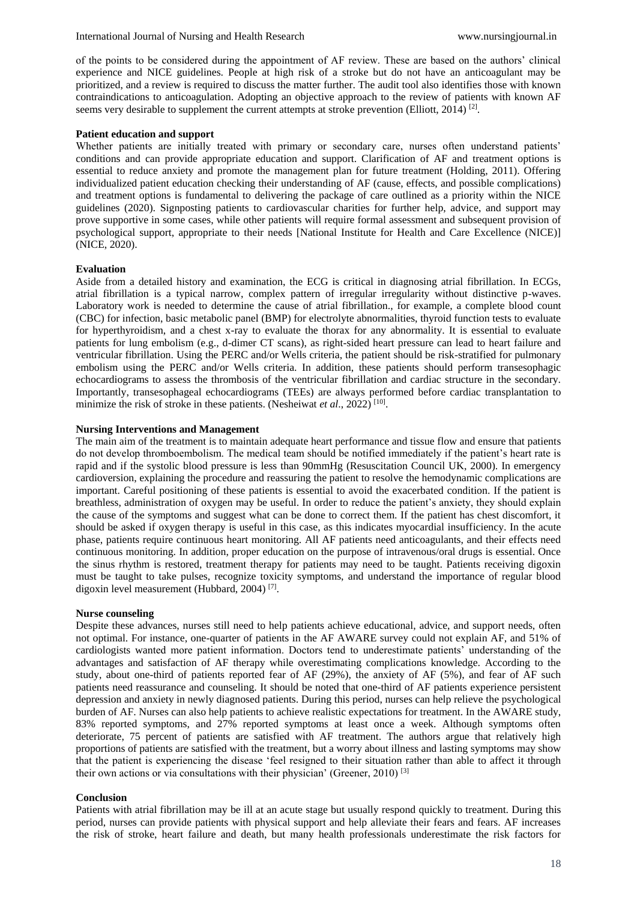of the points to be considered during the appointment of AF review. These are based on the authors' clinical experience and NICE guidelines. People at high risk of a stroke but do not have an anticoagulant may be prioritized, and a review is required to discuss the matter further. The audit tool also identifies those with known contraindications to anticoagulation. Adopting an objective approach to the review of patients with known AF seems very desirable to supplement the current attempts at stroke prevention (Elliott, 2014) [2].

**Patient education and support**

Whether patients are initially treated with primary or secondary care, nurses often understand patients' conditions and can provide appropriate education and support. Clarification of AF and treatment options is essential to reduce anxiety and promote the management plan for future treatment (Holding, 2011). Offering individualized patient education checking their understanding of AF (cause, effects, and possible complications) and treatment options is fundamental to delivering the package of care outlined as a priority within the NICE guidelines (2020). Signposting patients to cardiovascular charities for further help, advice, and support may prove supportive in some cases, while other patients will require formal assessment and subsequent provision of psychological support, appropriate to their needs [National Institute for Health and Care Excellence (NICE)] (NICE, 2020).

**Evaluation**

Aside from a detailed history and examination, the ECG is critical in diagnosing atrial fibrillation. In ECGs, atrial fibrillation is a typical narrow, complex pattern of irregular irregularity without distinctive p-waves. Laboratory work is needed to determine the cause of atrial fibrillation., for example, a complete blood count (CBC) for infection, basic metabolic panel (BMP) for electrolyte abnormalities, thyroid function tests to evaluate for hyperthyroidism, and a chest x-ray to evaluate the thorax for any abnormality. It is essential to evaluate patients for lung embolism (e.g., d-dimer CT scans), as right-sided heart pressure can lead to heart failure and ventricular fibrillation. Using the PERC and/or Wells criteria, the patient should be risk-stratified for pulmonary embolism using the PERC and/or Wells criteria. In addition, these patients should perform transesophagic echocardiograms to assess the thrombosis of the ventricular fibrillation and cardiac structure in the secondary. Importantly, transesophageal echocardiograms (TEEs) are always performed before cardiac transplantation to minimize the risk of stroke in these patients. (Nesheiwat *et al*., 2022) [10].

**Nursing Interventions and Management**

The main aim of the treatment is to maintain adequate heart performance and tissue flow and ensure that patients do not develop thromboembolism. The medical team should be notified immediately if the patient's heart rate is rapid and if the systolic blood pressure is less than 90mmHg (Resuscitation Council UK, 2000). In emergency cardioversion, explaining the procedure and reassuring the patient to resolve the hemodynamic complications are important. Careful positioning of these patients is essential to avoid the exacerbated condition. If the patient is breathless, administration of oxygen may be useful. In order to reduce the patient's anxiety, they should explain the cause of the symptoms and suggest what can be done to correct them. If the patient has chest discomfort, it should be asked if oxygen therapy is useful in this case, as this indicates myocardial insufficiency. In the acute phase, patients require continuous heart monitoring. All AF patients need anticoagulants, and their effects need continuous monitoring. In addition, proper education on the purpose of intravenous/oral drugs is essential. Once the sinus rhythm is restored, treatment therapy for patients may need to be taught. Patients receiving digoxin must be taught to take pulses, recognize toxicity symptoms, and understand the importance of regular blood digoxin level measurement (Hubbard, 2004) [7].

**Nurse counseling**

Despite these advances, nurses still need to help patients achieve educational, advice, and support needs, often not optimal. For instance, one-quarter of patients in the AF AWARE survey could not explain AF, and 51% of cardiologists wanted more patient information. Doctors tend to underestimate patients' understanding of the advantages and satisfaction of AF therapy while overestimating complications knowledge. According to the study, about one-third of patients reported fear of AF (29%), the anxiety of AF (5%), and fear of AF such patients need reassurance and counseling. It should be noted that one-third of AF patients experience persistent depression and anxiety in newly diagnosed patients. During this period, nurses can help relieve the psychological burden of AF. Nurses can also help patients to achieve realistic expectations for treatment. In the AWARE study, 83% reported symptoms, and 27% reported symptoms at least once a week. Although symptoms often deteriorate, 75 percent of patients are satisfied with AF treatment. The authors argue that relatively high proportions of patients are satisfied with the treatment, but a worry about illness and lasting symptoms may show that the patient is experiencing the disease 'feel resigned to their situation rather than able to affect it through their own actions or via consultations with their physician' (Greener, 2010) [3]

**Conclusion**

Patients with atrial fibrillation may be ill at an acute stage but usually respond quickly to treatment. During this period, nurses can provide patients with physical support and help alleviate their fears and fears. AF increases the risk of stroke, heart failure and death, but many health professionals underestimate the risk factors for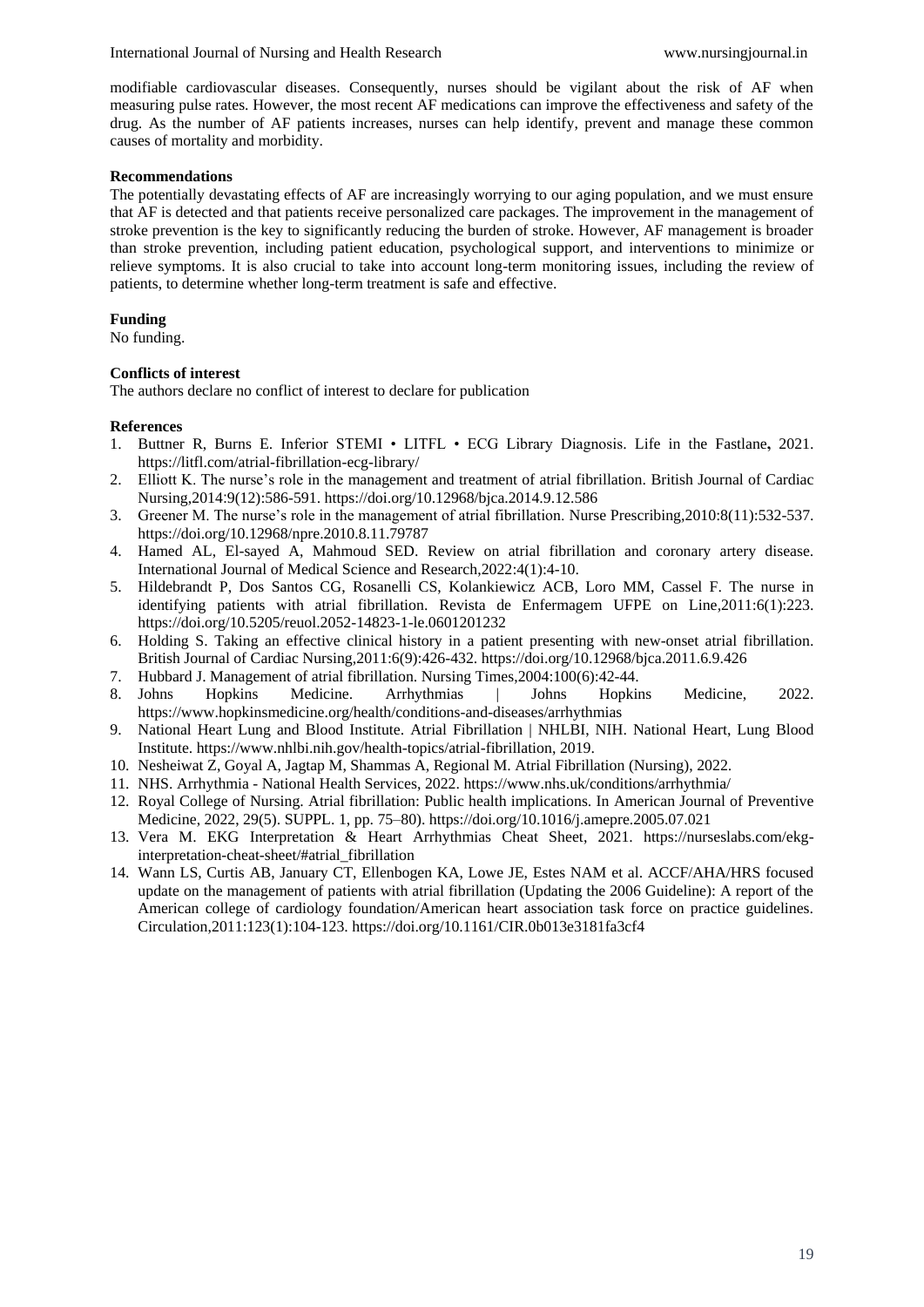modifiable cardiovascular diseases. Consequently, nurses should be vigilant about the risk of AF when measuring pulse rates. However, the most recent AF medications can improve the effectiveness and safety of the drug. As the number of AF patients increases, nurses can help identify, prevent and manage these common causes of mortality and morbidity.

**Recommendations**

The potentially devastating effects of AF are increasingly worrying to our aging population, and we must ensure that AF is detected and that patients receive personalized care packages. The improvement in the management of stroke prevention is the key to significantly reducing the burden of stroke. However, AF management is broader than stroke prevention, including patient education, psychological support, and interventions to minimize or relieve symptoms. It is also crucial to take into account long-term monitoring issues, including the review of patients, to determine whether long-term treatment is safe and effective.

**Funding**

No funding.

**Conflicts of interest**

The authors declare no conflict of interest to declare for publication

**References**

1. Buttner R, Burns E. Inferior STEMI • LITFL • ECG Library Diagnosis. Life in the Fastlane**,** 2021. https://litfl.com/atrial-fibrillation-ecg-library/
2. Elliott K. The nurse's role in the management and treatment of atrial fibrillation. British Journal of Cardiac Nursing,2014:9(12):586-591. https://doi.org/10.12968/bjca.2014.9.12.586
3. Greener M. The nurse's role in the management of atrial fibrillation. Nurse Prescribing,2010:8(11):532-537. https://doi.org/10.12968/npre.2010.8.11.79787
4. Hamed AL, El-sayed A, Mahmoud SED. Review on atrial fibrillation and coronary artery disease. International Journal of Medical Science and Research,2022:4(1):4-10.
5. Hildebrandt P, Dos Santos CG, Rosanelli CS, Kolankiewicz ACB, Loro MM, Cassel F. The nurse in identifying patients with atrial fibrillation. Revista de Enfermagem UFPE on Line,2011:6(1):223. https://doi.org/10.5205/reuol.2052-14823-1-le.0601201232
6. Holding S. Taking an effective clinical history in a patient presenting with new-onset atrial fibrillation. British Journal of Cardiac Nursing,2011:6(9):426-432. https://doi.org/10.12968/bjca.2011.6.9.426
7. Hubbard J. Management of atrial fibrillation. Nursing Times,2004:100(6):42-44.
8. Johns Hopkins Medicine. Arrhythmias | Johns Hopkins Medicine, 2022. https://www.hopkinsmedicine.org/health/conditions-and-diseases/arrhythmias
9. National Heart Lung and Blood Institute. Atrial Fibrillation | NHLBI, NIH. National Heart, Lung Blood Institute. https://www.nhlbi.nih.gov/health-topics/atrial-fibrillation, 2019.
10. Nesheiwat Z, Goyal A, Jagtap M, Shammas A, Regional M. Atrial Fibrillation (Nursing), 2022.
11. NHS. Arrhythmia - National Health Services, 2022. https://www.nhs.uk/conditions/arrhythmia/
12. Royal College of Nursing. Atrial fibrillation: Public health implications. In American Journal of Preventive Medicine, 2022, 29(5). SUPPL. 1, pp. 75–80). https://doi.org/10.1016/j.amepre.2005.07.021
13. Vera M. EKG Interpretation & Heart Arrhythmias Cheat Sheet, 2021. https://nurseslabs.com/ekg-interpretation-cheat-sheet/#atrial_fibrillation
14. Wann LS, Curtis AB, January CT, Ellenbogen KA, Lowe JE, Estes NAM et al. ACCF/AHA/HRS focused update on the management of patients with atrial fibrillation (Updating the 2006 Guideline): A report of the American college of cardiology foundation/American heart association task force on practice guidelines. Circulation,2011:123(1):104-123. https://doi.org/10.1161/CIR.0b013e3181fa3cf4